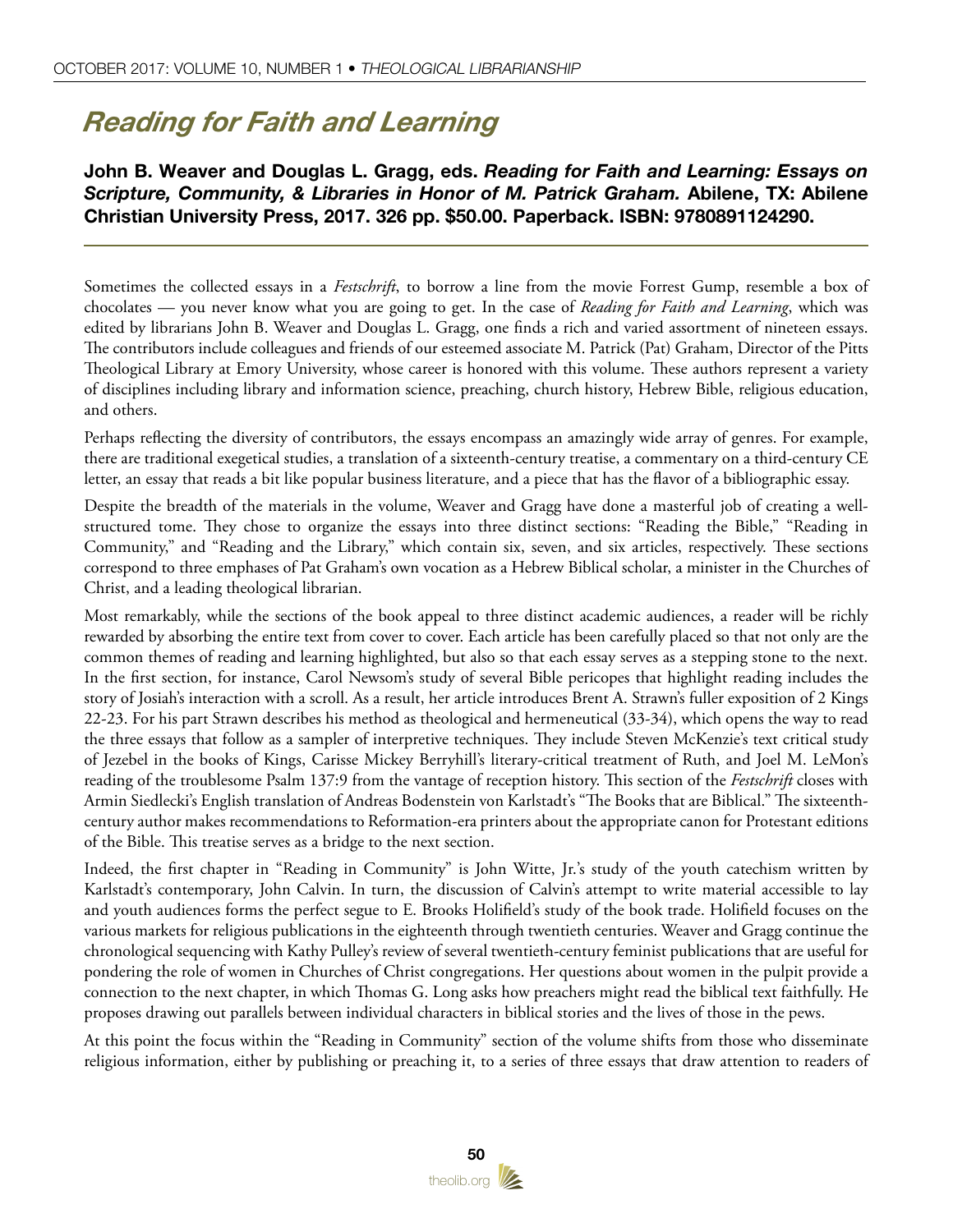# Reading for Faith and Learning

**John B. Weaver and Douglas L. Gragg, eds. *Reading for Faith and Learning: Essays on Scripture, Community, & Libraries in Honor of M. Patrick Graham.* Abilene, TX: Abilene Christian University Press, 2017. 326 pp. $50.00. Paperback. ISBN: 9780891124290.**

Sometimes the collected essays in a *Festschrift*, to borrow a line from the movie Forrest Gump, resemble a box of chocolates — you never know what you are going to get. In the case of *Reading for Faith and Learning*, which was edited by librarians John B. Weaver and Douglas L. Gragg, one finds a rich and varied assortment of nineteen essays. The contributors include colleagues and friends of our esteemed associate M. Patrick (Pat) Graham, Director of the Pitts Theological Library at Emory University, whose career is honored with this volume. These authors represent a variety of disciplines including library and information science, preaching, church history, Hebrew Bible, religious education, and others.

Perhaps reflecting the diversity of contributors, the essays encompass an amazingly wide array of genres. For example, there are traditional exegetical studies, a translation of a sixteenth-century treatise, a commentary on a third-century CE letter, an essay that reads a bit like popular business literature, and a piece that has the flavor of a bibliographic essay.

Despite the breadth of the materials in the volume, Weaver and Gragg have done a masterful job of creating a well-structured tome. They chose to organize the essays into three distinct sections: "Reading the Bible," "Reading in Community," and "Reading and the Library," which contain six, seven, and six articles, respectively. These sections correspond to three emphases of Pat Graham's own vocation as a Hebrew Biblical scholar, a minister in the Churches of Christ, and a leading theological librarian.

Most remarkably, while the sections of the book appeal to three distinct academic audiences, a reader will be richly rewarded by absorbing the entire text from cover to cover. Each article has been carefully placed so that not only are the common themes of reading and learning highlighted, but also so that each essay serves as a stepping stone to the next. In the first section, for instance, Carol Newsom's study of several Bible pericopes that highlight reading includes the story of Josiah's interaction with a scroll. As a result, her article introduces Brent A. Strawn's fuller exposition of 2 Kings 22-23. For his part Strawn describes his method as theological and hermeneutical (33-34), which opens the way to read the three essays that follow as a sampler of interpretive techniques. They include Steven McKenzie's text critical study of Jezebel in the books of Kings, Carisse Mickey Berryhill's literary-critical treatment of Ruth, and Joel M. LeMon's reading of the troublesome Psalm 137:9 from the vantage of reception history. This section of the *Festschrift* closes with Armin Siedlecki's English translation of Andreas Bodenstein von Karlstadt's "The Books that are Biblical." The sixteenth-century author makes recommendations to Reformation-era printers about the appropriate canon for Protestant editions of the Bible. This treatise serves as a bridge to the next section.

Indeed, the first chapter in "Reading in Community" is John Witte, Jr.'s study of the youth catechism written by Karlstadt's contemporary, John Calvin. In turn, the discussion of Calvin's attempt to write material accessible to lay and youth audiences forms the perfect segue to E. Brooks Holifield's study of the book trade. Holifield focuses on the various markets for religious publications in the eighteenth through twentieth centuries. Weaver and Gragg continue the chronological sequencing with Kathy Pulley's review of several twentieth-century feminist publications that are useful for pondering the role of women in Churches of Christ congregations. Her questions about women in the pulpit provide a connection to the next chapter, in which Thomas G. Long asks how preachers might read the biblical text faithfully. He proposes drawing out parallels between individual characters in biblical stories and the lives of those in the pews.

At this point the focus within the "Reading in Community" section of the volume shifts from those who disseminate religious information, either by publishing or preaching it, to a series of three essays that draw attention to readers of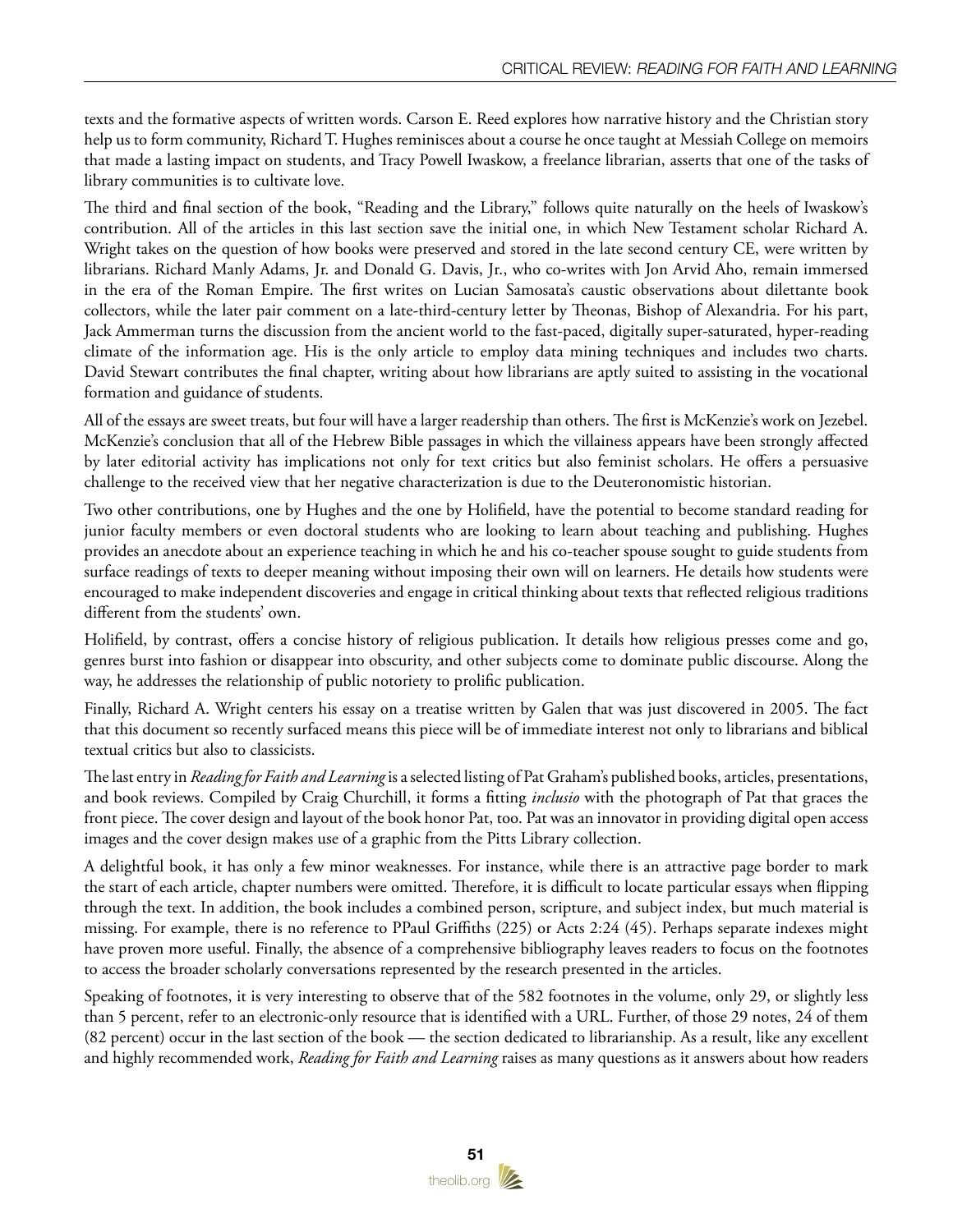texts and the formative aspects of written words. Carson E. Reed explores how narrative history and the Christian story help us to form community, Richard T. Hughes reminisces about a course he once taught at Messiah College on memoirs that made a lasting impact on students, and Tracy Powell Iwaskow, a freelance librarian, asserts that one of the tasks of library communities is to cultivate love.

The third and final section of the book, "Reading and the Library," follows quite naturally on the heels of Iwaskow's contribution. All of the articles in this last section save the initial one, in which New Testament scholar Richard A. Wright takes on the question of how books were preserved and stored in the late second century CE, were written by librarians. Richard Manly Adams, Jr. and Donald G. Davis, Jr., who co-writes with Jon Arvid Aho, remain immersed in the era of the Roman Empire. The first writes on Lucian Samosata's caustic observations about dilettante book collectors, while the later pair comment on a late-third-century letter by Theonas, Bishop of Alexandria. For his part, Jack Ammerman turns the discussion from the ancient world to the fast-paced, digitally super-saturated, hyper-reading climate of the information age. His is the only article to employ data mining techniques and includes two charts. David Stewart contributes the final chapter, writing about how librarians are aptly suited to assisting in the vocational formation and guidance of students.

All of the essays are sweet treats, but four will have a larger readership than others. The first is McKenzie's work on Jezebel. McKenzie's conclusion that all of the Hebrew Bible passages in which the villainess appears have been strongly affected by later editorial activity has implications not only for text critics but also feminist scholars. He offers a persuasive challenge to the received view that her negative characterization is due to the Deuteronomistic historian.

Two other contributions, one by Hughes and the one by Holifield, have the potential to become standard reading for junior faculty members or even doctoral students who are looking to learn about teaching and publishing. Hughes provides an anecdote about an experience teaching in which he and his co-teacher spouse sought to guide students from surface readings of texts to deeper meaning without imposing their own will on learners. He details how students were encouraged to make independent discoveries and engage in critical thinking about texts that reflected religious traditions different from the students' own.

Holifield, by contrast, offers a concise history of religious publication. It details how religious presses come and go, genres burst into fashion or disappear into obscurity, and other subjects come to dominate public discourse. Along the way, he addresses the relationship of public notoriety to prolific publication.

Finally, Richard A. Wright centers his essay on a treatise written by Galen that was just discovered in 2005. The fact that this document so recently surfaced means this piece will be of immediate interest not only to librarians and biblical textual critics but also to classicists.

The last entry in *Reading for Faith and Learning* is a selected listing of Pat Graham's published books, articles, presentations, and book reviews. Compiled by Craig Churchill, it forms a fitting *inclusio* with the photograph of Pat that graces the front piece. The cover design and layout of the book honor Pat, too. Pat was an innovator in providing digital open access images and the cover design makes use of a graphic from the Pitts Library collection.

A delightful book, it has only a few minor weaknesses. For instance, while there is an attractive page border to mark the start of each article, chapter numbers were omitted. Therefore, it is difficult to locate particular essays when flipping through the text. In addition, the book includes a combined person, scripture, and subject index, but much material is missing. For example, there is no reference to PPaul Griffiths (225) or Acts 2:24 (45). Perhaps separate indexes might have proven more useful. Finally, the absence of a comprehensive bibliography leaves readers to focus on the footnotes to access the broader scholarly conversations represented by the research presented in the articles.

Speaking of footnotes, it is very interesting to observe that of the 582 footnotes in the volume, only 29, or slightly less than 5 percent, refer to an electronic-only resource that is identified with a URL. Further, of those 29 notes, 24 of them (82 percent) occur in the last section of the book — the section dedicated to librarianship. As a result, like any excellent and highly recommended work, *Reading for Faith and Learning* raises as many questions as it answers about how readers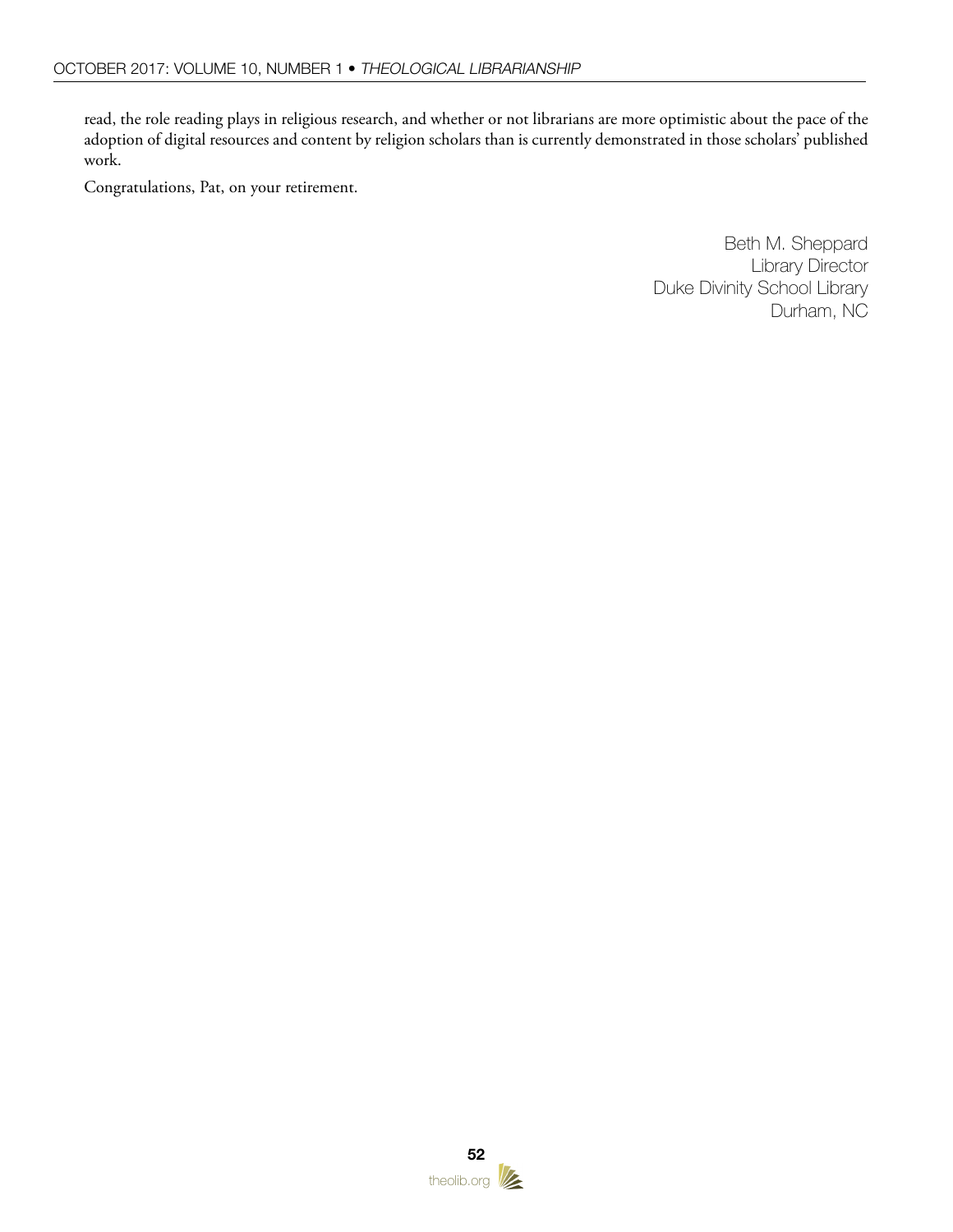read, the role reading plays in religious research, and whether or not librarians are more optimistic about the pace of the adoption of digital resources and content by religion scholars than is currently demonstrated in those scholars' published work.

Congratulations, Pat, on your retirement.

Beth M. Sheppard  
Library Director  
Duke Divinity School Library  
Durham, NC